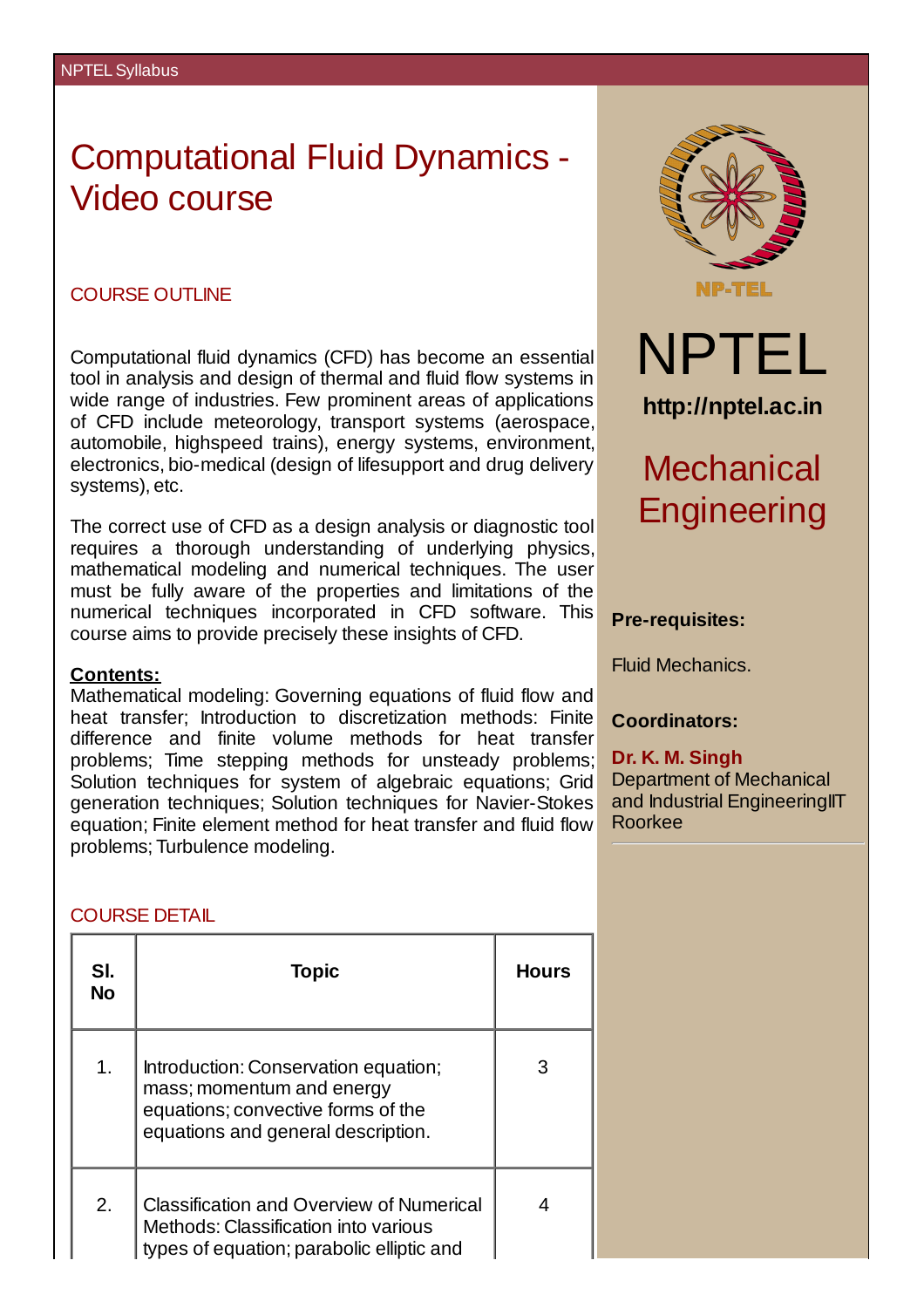# Computational Fluid Dynamics - Video course

## COURSE OUTLINE

Computational fluid dynamics (CFD) has become an essential tool in analysis and design of thermal and fluid flow systems in wide range of industries. Few prominent areas of applications of CFD include meteorology, transport systems (aerospace, automobile, highspeed trains), energy systems, environment, electronics, bio-medical (design of lifesupport and drug delivery systems), etc.

The correct use of CFD as a design analysis or diagnostic tool requires a thorough understanding of underlying physics, mathematical modeling and numerical techniques. The user must be fully aware of the properties and limitations of the numerical techniques incorporated in CFD software. This course aims to provide precisely these insights of CFD.

**Contents:**

Mathematical modeling: Governing equations of fluid flow and heat transfer; Introduction to discretization methods: Finite difference and finite volume methods for heat transfer problems; Time stepping methods for unsteady problems; Solution techniques for system of algebraic equations; Grid generation techniques; Solution techniques for Navier-Stokes equation; Finite element method for heat transfer and fluid flow problems; Turbulence modeling.

## COURSE DETAIL

| Sl. No | Topic | Hours |
|---|---|---|
| 1. | Introduction: Conservation equation; mass; momentum and energy equations; convective forms of the equations and general description. | 3 |
| 2. | Classification and Overview of Numerical Methods: Classification into various types of equation; parabolic elliptic and | 4 |

NPTEL

http://nptel.ac.in

## Mechanical Engineering

**Pre-requisites:**

Fluid Mechanics.

**Coordinators:**

**Dr. K. M. Singh**
Department of Mechanical and Industrial EngineeringIIT Roorkee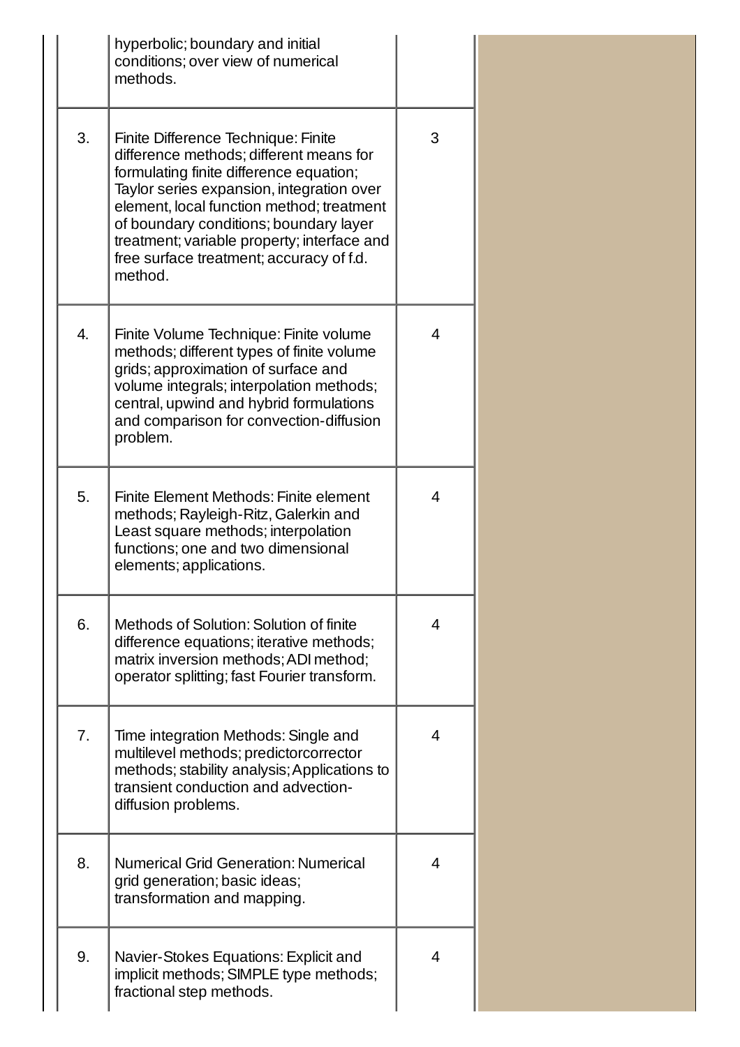| | | |
|---|---|---|
| | hyperbolic; boundary and initial conditions; over view of numerical methods. | |
| 3. | Finite Difference Technique: Finite difference methods; different means for formulating finite difference equation; Taylor series expansion, integration over element, local function method; treatment of boundary conditions; boundary layer treatment; variable property; interface and free surface treatment; accuracy of f.d. method. | 3 |
| 4. | Finite Volume Technique: Finite volume methods; different types of finite volume grids; approximation of surface and volume integrals; interpolation methods; central, upwind and hybrid formulations and comparison for convection-diffusion problem. | 4 |
| 5. | Finite Element Methods: Finite element methods; Rayleigh-Ritz, Galerkin and Least square methods; interpolation functions; one and two dimensional elements; applications. | 4 |
| 6. | Methods of Solution: Solution of finite difference equations; iterative methods; matrix inversion methods; ADI method; operator splitting; fast Fourier transform. | 4 |
| 7. | Time integration Methods: Single and multilevel methods; predictorcorrector methods; stability analysis; Applications to transient conduction and advection-diffusion problems. | 4 |
| 8. | Numerical Grid Generation: Numerical grid generation; basic ideas; transformation and mapping. | 4 |
| 9. | Navier-Stokes Equations: Explicit and implicit methods; SIMPLE type methods; fractional step methods. | 4 |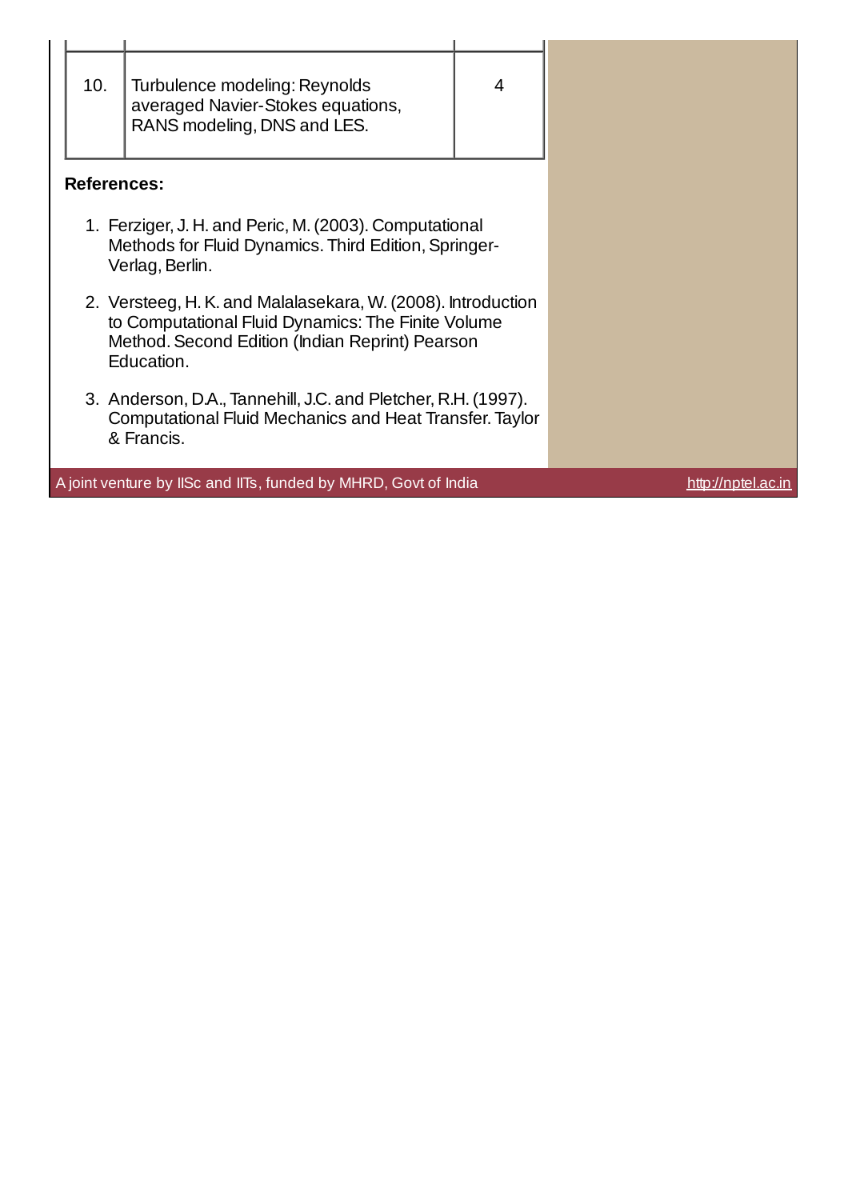| | | |
|---|---|---|
| 10. | Turbulence modeling: Reynolds averaged Navier-Stokes equations, RANS modeling, DNS and LES. | 4 |

**References:**

1. Ferziger, J. H. and Peric, M. (2003). Computational Methods for Fluid Dynamics. Third Edition, Springer-Verlag, Berlin.

2. Versteeg, H. K. and Malalasekara, W. (2008). Introduction to Computational Fluid Dynamics: The Finite Volume Method. Second Edition (Indian Reprint) Pearson Education.

3. Anderson, D.A., Tannehill, J.C. and Pletcher, R.H. (1997). Computational Fluid Mechanics and Heat Transfer. Taylor & Francis.

A joint venture by IISc and IITs, funded by MHRD, Govt of India    http://nptel.ac.in